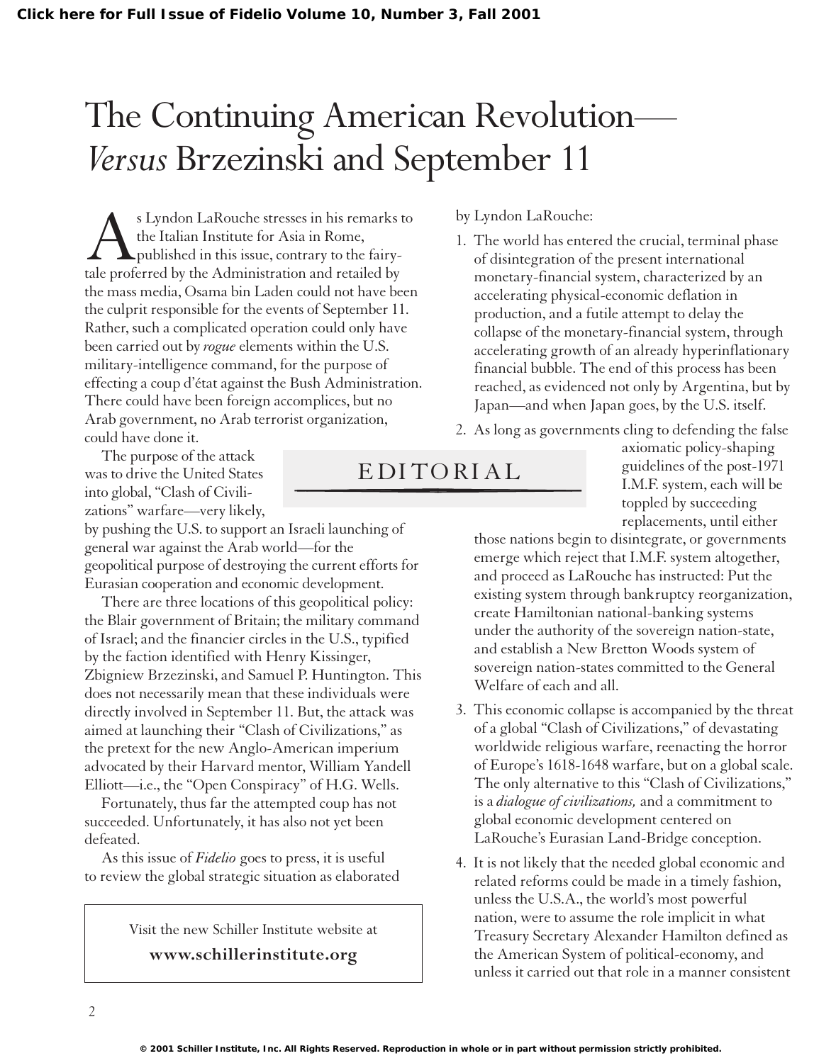Click here for Full Issue of Fidelio Volume 10, Number 3, Fall 2001

# The Continuing American Revolution—*Versus* Brzezinski and September 11

EDITORIAL

As Lyndon LaRouche stresses in his remarks to the Italian Institute for Asia in Rome, published in this issue, contrary to the fairy-tale proferred by the Administration and retailed by the mass media, Osama bin Laden could not have been the culprit responsible for the events of September 11. Rather, such a complicated operation could only have been carried out by *rogue* elements within the U.S. military-intelligence command, for the purpose of effecting a coup d'état against the Bush Administration. There could have been foreign accomplices, but no Arab government, no Arab terrorist organization, could have done it.

The purpose of the attack was to drive the United States into global, "Clash of Civilizations" warfare—very likely, by pushing the U.S. to support an Israeli launching of general war against the Arab world—for the geopolitical purpose of destroying the current efforts for Eurasian cooperation and economic development.

There are three locations of this geopolitical policy: the Blair government of Britain; the military command of Israel; and the financier circles in the U.S., typified by the faction identified with Henry Kissinger, Zbigniew Brzezinski, and Samuel P. Huntington. This does not necessarily mean that these individuals were directly involved in September 11. But, the attack was aimed at launching their "Clash of Civilizations," as the pretext for the new Anglo-American imperium advocated by their Harvard mentor, William Yandell Elliott—i.e., the "Open Conspiracy" of H.G. Wells.

Fortunately, thus far the attempted coup has not succeeded. Unfortunately, it has also not yet been defeated.

As this issue of *Fidelio* goes to press, it is useful to review the global strategic situation as elaborated by Lyndon LaRouche:

1. The world has entered the crucial, terminal phase of disintegration of the present international monetary-financial system, characterized by an accelerating physical-economic deflation in production, and a futile attempt to delay the collapse of the monetary-financial system, through accelerating growth of an already hyperinflationary financial bubble. The end of this process has been reached, as evidenced not only by Argentina, but by Japan—and when Japan goes, by the U.S. itself.
2. As long as governments cling to defending the false axiomatic policy-shaping guidelines of the post-1971 I.M.F. system, each will be toppled by succeeding replacements, until either those nations begin to disintegrate, or governments emerge which reject that I.M.F. system altogether, and proceed as LaRouche has instructed: Put the existing system through bankruptcy reorganization, create Hamiltonian national-banking systems under the authority of the sovereign nation-state, and establish a New Bretton Woods system of sovereign nation-states committed to the General Welfare of each and all.
3. This economic collapse is accompanied by the threat of a global "Clash of Civilizations," of devastating worldwide religious warfare, reenacting the horror of Europe's 1618-1648 warfare, but on a global scale. The only alternative to this "Clash of Civilizations," is a *dialogue of civilizations,* and a commitment to global economic development centered on LaRouche's Eurasian Land-Bridge conception.
4. It is not likely that the needed global economic and related reforms could be made in a timely fashion, unless the U.S.A., the world's most powerful nation, were to assume the role implicit in what Treasury Secretary Alexander Hamilton defined as the American System of political-economy, and unless it carried out that role in a manner consistent

Visit the new Schiller Institute website at
**www.schillerinstitute.org**

© 2001 Schiller Institute, Inc. All Rights Reserved. Reproduction in whole or in part without permission strictly prohibited.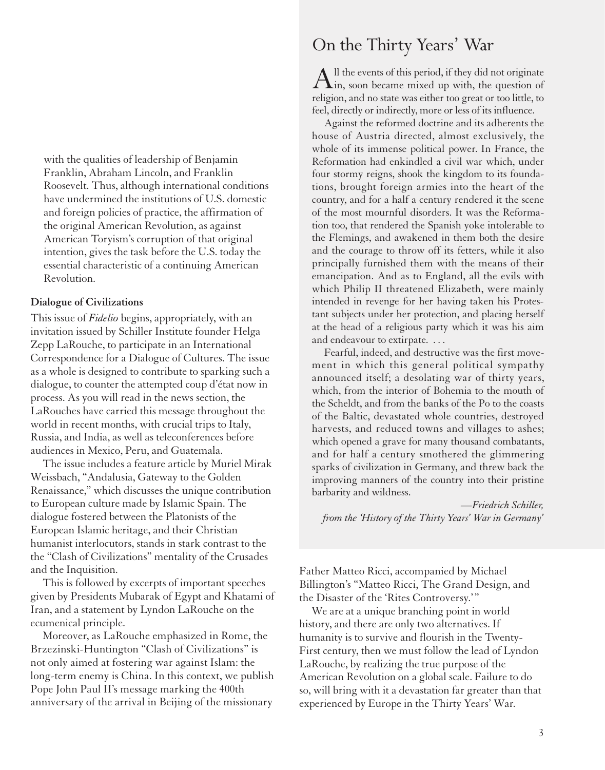with the qualities of leadership of Benjamin Franklin, Abraham Lincoln, and Franklin Roosevelt. Thus, although international conditions have undermined the institutions of U.S. domestic and foreign policies of practice, the affirmation of the original American Revolution, as against American Toryism's corruption of that original intention, gives the task before the U.S. today the essential characteristic of a continuing American Revolution.

### Dialogue of Civilizations

This issue of *Fidelio* begins, appropriately, with an invitation issued by Schiller Institute founder Helga Zepp LaRouche, to participate in an International Correspondence for a Dialogue of Cultures. The issue as a whole is designed to contribute to sparking such a dialogue, to counter the attempted coup d'état now in process. As you will read in the news section, the LaRouches have carried this message throughout the world in recent months, with crucial trips to Italy, Russia, and India, as well as teleconferences before audiences in Mexico, Peru, and Guatemala.

The issue includes a feature article by Muriel Mirak Weissbach, "Andalusia, Gateway to the Golden Renaissance," which discusses the unique contribution to European culture made by Islamic Spain. The dialogue fostered between the Platonists of the European Islamic heritage, and their Christian humanist interlocutors, stands in stark contrast to the the "Clash of Civilizations" mentality of the Crusades and the Inquisition.

This is followed by excerpts of important speeches given by Presidents Mubarak of Egypt and Khatami of Iran, and a statement by Lyndon LaRouche on the ecumenical principle.

Moreover, as LaRouche emphasized in Rome, the Brzezinski-Huntington "Clash of Civilizations" is not only aimed at fostering war against Islam: the long-term enemy is China. In this context, we publish Pope John Paul II's message marking the 400th anniversary of the arrival in Beijing of the missionary Father Matteo Ricci, accompanied by Michael Billington's "Matteo Ricci, The Grand Design, and the Disaster of the 'Rites Controversy.'"

We are at a unique branching point in world history, and there are only two alternatives. If humanity is to survive and flourish in the Twenty-First century, then we must follow the lead of Lyndon LaRouche, by realizing the true purpose of the American Revolution on a global scale. Failure to do so, will bring with it a devastation far greater than that experienced by Europe in the Thirty Years' War.

## On the Thirty Years' War

All the events of this period, if they did not originate in, soon became mixed up with, the question of religion, and no state was either too great or too little, to feel, directly or indirectly, more or less of its influence.

Against the reformed doctrine and its adherents the house of Austria directed, almost exclusively, the whole of its immense political power. In France, the Reformation had enkindled a civil war which, under four stormy reigns, shook the kingdom to its foundations, brought foreign armies into the heart of the country, and for a half a century rendered it the scene of the most mournful disorders. It was the Reformation too, that rendered the Spanish yoke intolerable to the Flemings, and awakened in them both the desire and the courage to throw off its fetters, while it also principally furnished them with the means of their emancipation. And as to England, all the evils with which Philip II threatened Elizabeth, were mainly intended in revenge for her having taken his Protestant subjects under her protection, and placing herself at the head of a religious party which it was his aim and endeavour to extirpate. . . .

Fearful, indeed, and destructive was the first movement in which this general political sympathy announced itself; a desolating war of thirty years, which, from the interior of Bohemia to the mouth of the Scheldt, and from the banks of the Po to the coasts of the Baltic, devastated whole countries, destroyed harvests, and reduced towns and villages to ashes; which opened a grave for many thousand combatants, and for half a century smothered the glimmering sparks of civilization in Germany, and threw back the improving manners of the country into their pristine barbarity and wildness.

*—Friedrich Schiller, from the 'History of the Thirty Years' War in Germany'*